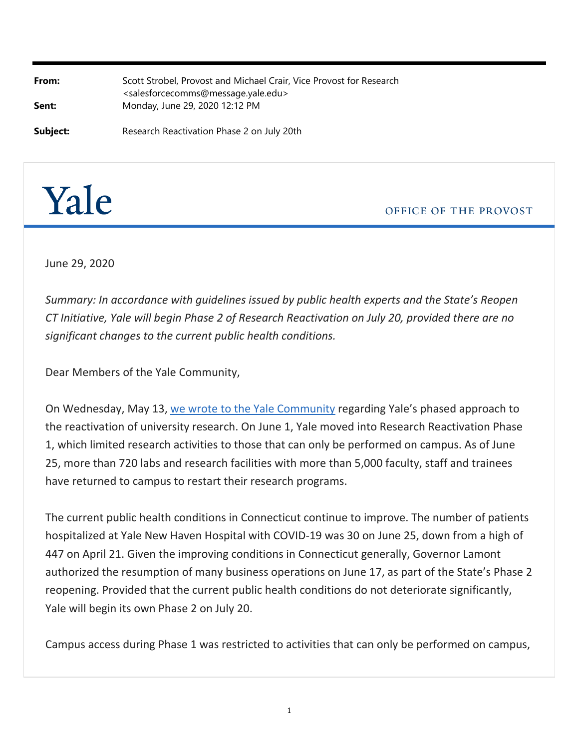| | |
|---|---|
| **From:** | Scott Strobel, Provost and Michael Crair, Vice Provost for Research <salesforcecomms@message.yale.edu> |
| **Sent:** | Monday, June 29, 2020 12:12 PM |
| **Subject:** | Research Reactivation Phase 2 on July 20th |

Yale

OFFICE OF THE PROVOST

June 29, 2020

*Summary: In accordance with guidelines issued by public health experts and the State's Reopen CT Initiative, Yale will begin Phase 2 of Research Reactivation on July 20, provided there are no significant changes to the current public health conditions.*

Dear Members of the Yale Community,

On Wednesday, May 13, [we wrote to the Yale Community](#) regarding Yale's phased approach to the reactivation of university research. On June 1, Yale moved into Research Reactivation Phase 1, which limited research activities to those that can only be performed on campus. As of June 25, more than 720 labs and research facilities with more than 5,000 faculty, staff and trainees have returned to campus to restart their research programs.

The current public health conditions in Connecticut continue to improve. The number of patients hospitalized at Yale New Haven Hospital with COVID-19 was 30 on June 25, down from a high of 447 on April 21. Given the improving conditions in Connecticut generally, Governor Lamont authorized the resumption of many business operations on June 17, as part of the State's Phase 2 reopening. Provided that the current public health conditions do not deteriorate significantly, Yale will begin its own Phase 2 on July 20.

Campus access during Phase 1 was restricted to activities that can only be performed on campus,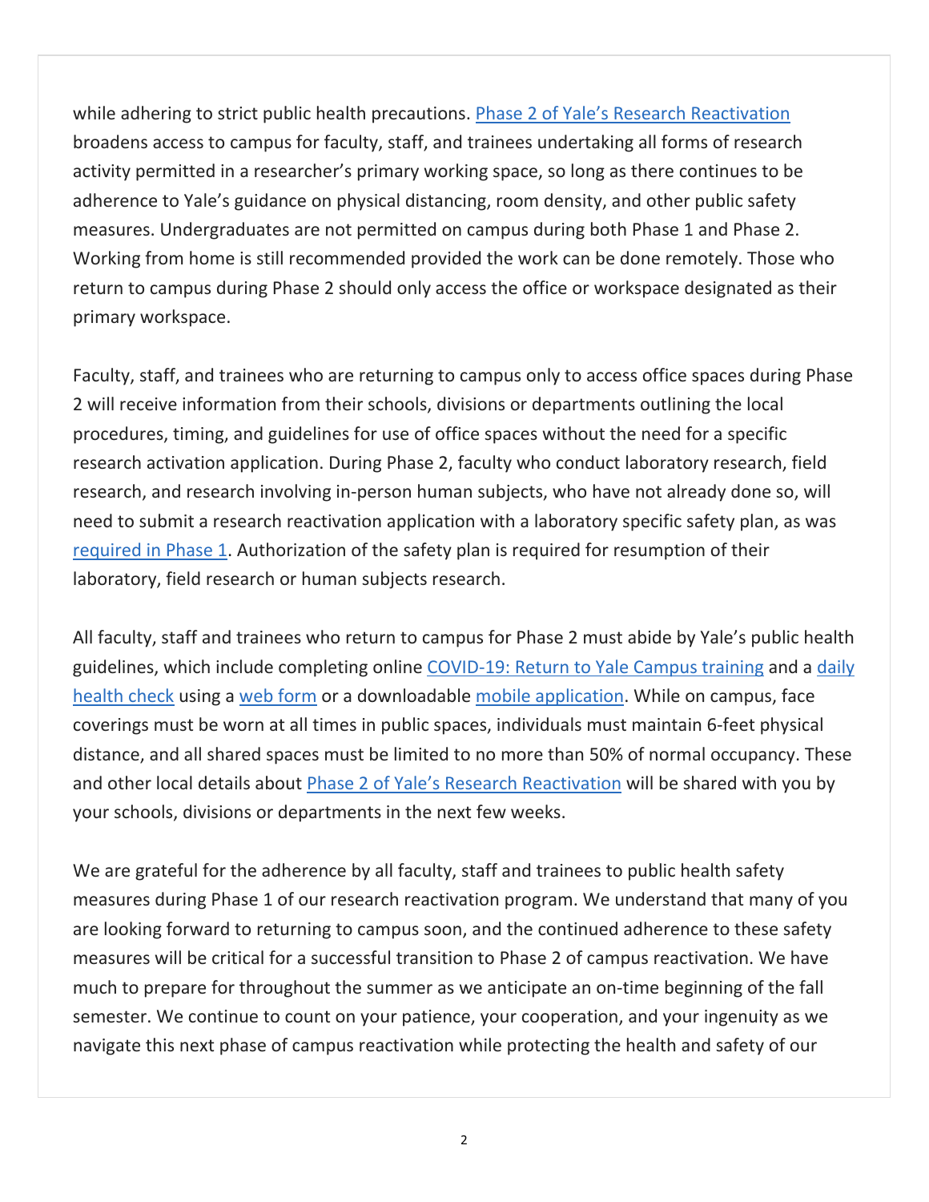while adhering to strict public health precautions. Phase 2 of Yale's Research Reactivation broadens access to campus for faculty, staff, and trainees undertaking all forms of research activity permitted in a researcher's primary working space, so long as there continues to be adherence to Yale's guidance on physical distancing, room density, and other public safety measures. Undergraduates are not permitted on campus during both Phase 1 and Phase 2. Working from home is still recommended provided the work can be done remotely. Those who return to campus during Phase 2 should only access the office or workspace designated as their primary workspace.

Faculty, staff, and trainees who are returning to campus only to access office spaces during Phase 2 will receive information from their schools, divisions or departments outlining the local procedures, timing, and guidelines for use of office spaces without the need for a specific research activation application. During Phase 2, faculty who conduct laboratory research, field research, and research involving in-person human subjects, who have not already done so, will need to submit a research reactivation application with a laboratory specific safety plan, as was required in Phase 1. Authorization of the safety plan is required for resumption of their laboratory, field research or human subjects research.

All faculty, staff and trainees who return to campus for Phase 2 must abide by Yale's public health guidelines, which include completing online COVID-19: Return to Yale Campus training and a daily health check using a web form or a downloadable mobile application. While on campus, face coverings must be worn at all times in public spaces, individuals must maintain 6-feet physical distance, and all shared spaces must be limited to no more than 50% of normal occupancy. These and other local details about Phase 2 of Yale's Research Reactivation will be shared with you by your schools, divisions or departments in the next few weeks.

We are grateful for the adherence by all faculty, staff and trainees to public health safety measures during Phase 1 of our research reactivation program. We understand that many of you are looking forward to returning to campus soon, and the continued adherence to these safety measures will be critical for a successful transition to Phase 2 of campus reactivation. We have much to prepare for throughout the summer as we anticipate an on-time beginning of the fall semester. We continue to count on your patience, your cooperation, and your ingenuity as we navigate this next phase of campus reactivation while protecting the health and safety of our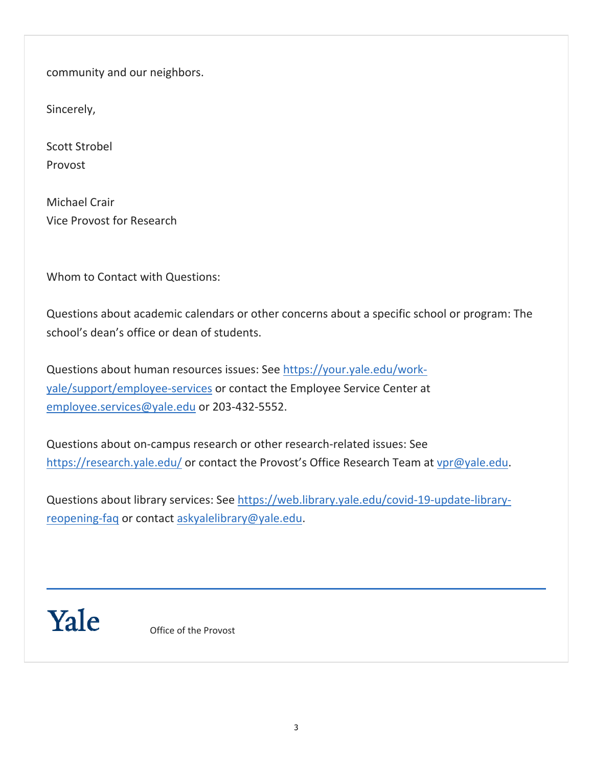community and our neighbors.

Sincerely,

Scott Strobel
Provost

Michael Crair
Vice Provost for Research

Whom to Contact with Questions:

Questions about academic calendars or other concerns about a specific school or program: The school's dean's office or dean of students.

Questions about human resources issues: See https://your.yale.edu/work-yale/support/employee-services or contact the Employee Service Center at employee.services@yale.edu or 203-432-5552.

Questions about on-campus research or other research-related issues: See https://research.yale.edu/ or contact the Provost's Office Research Team at vpr@yale.edu.

Questions about library services: See https://web.library.yale.edu/covid-19-update-library-reopening-faq or contact askyalelibrary@yale.edu.

---

Yale    Office of the Provost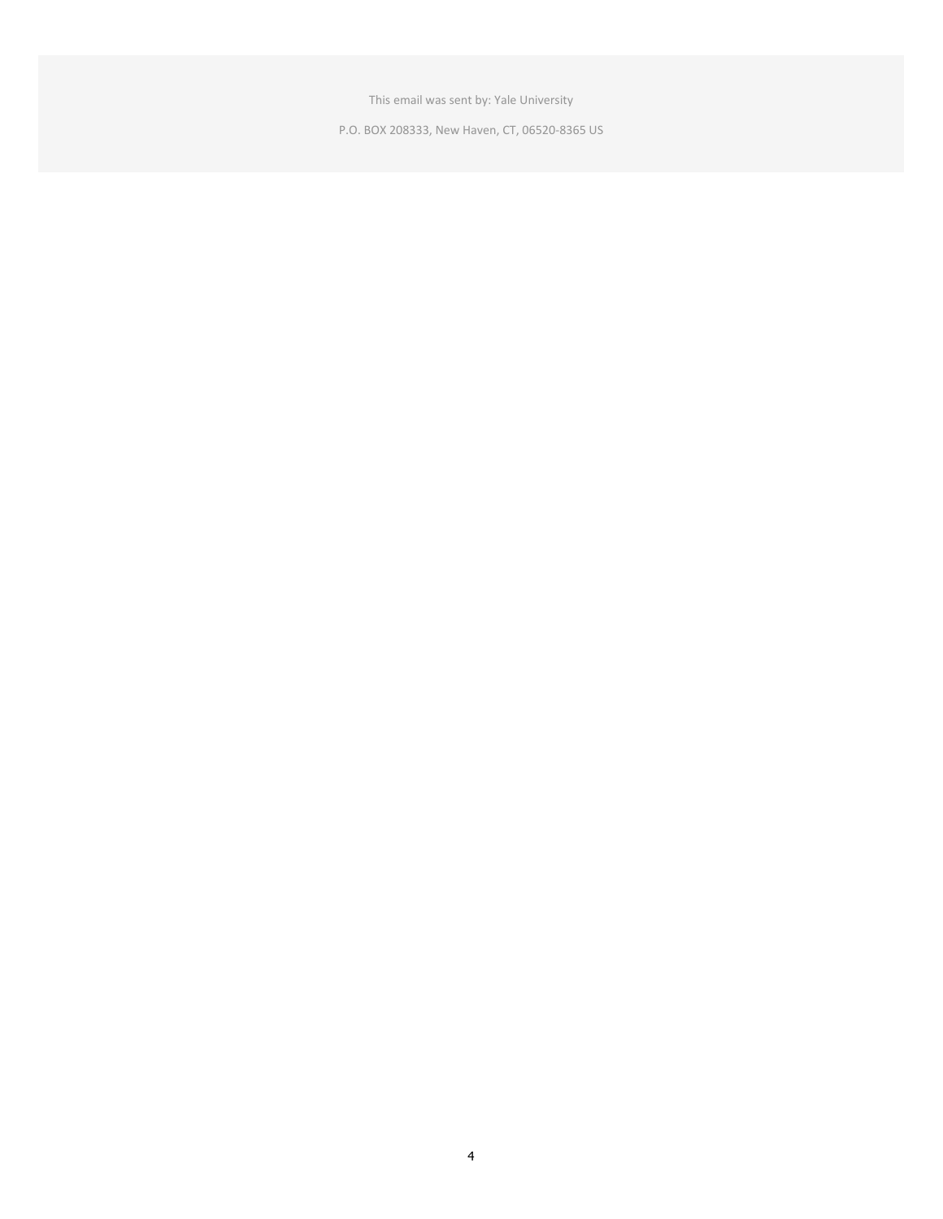This email was sent by: Yale University

P.O. BOX 208333, New Haven, CT, 06520-8365 US